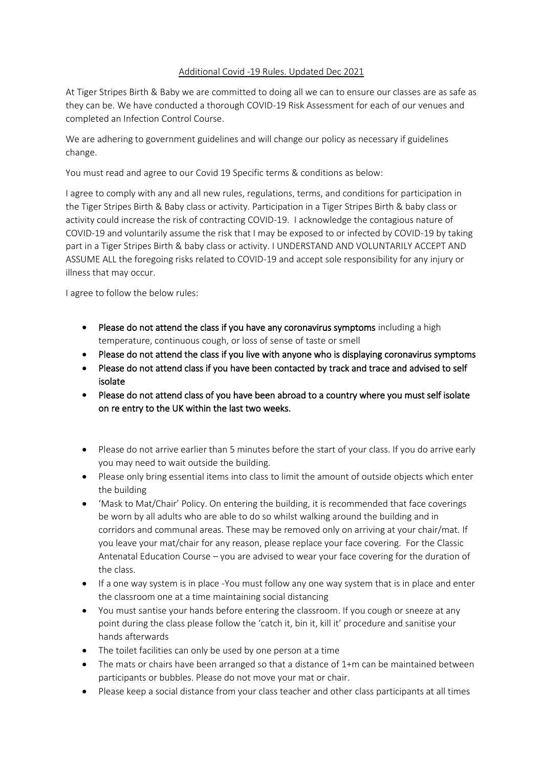# Additional Covid -19 Rules. Updated Dec 2021

At Tiger Stripes Birth & Baby we are committed to doing all we can to ensure our classes are as safe as they can be. We have conducted a thorough COVID-19 Risk Assessment for each of our venues and completed an Infection Control Course.

We are adhering to government guidelines and will change our policy as necessary if guidelines change.

You must read and agree to our Covid 19 Specific terms & conditions as below:

I agree to comply with any and all new rules, regulations, terms, and conditions for participation in the Tiger Stripes Birth & Baby class or activity. Participation in a Tiger Stripes Birth & baby class or activity could increase the risk of contracting COVID-19. I acknowledge the contagious nature of COVID-19 and voluntarily assume the risk that I may be exposed to or infected by COVID-19 by taking part in a Tiger Stripes Birth & baby class or activity. I UNDERSTAND AND VOLUNTARILY ACCEPT AND ASSUME ALL the foregoing risks related to COVID-19 and accept sole responsibility for any injury or illness that may occur.

I agree to follow the below rules:

- **Please do not attend the class if you have any coronavirus symptoms** including a high temperature, continuous cough, or loss of sense of taste or smell
- **Please do not attend the class if you live with anyone who is displaying coronavirus symptoms**
- **Please do not attend class if you have been contacted by track and trace and advised to self isolate**
- **Please do not attend class of you have been abroad to a country where you must self isolate on re entry to the UK within the last two weeks.**

- Please do not arrive earlier than 5 minutes before the start of your class. If you do arrive early you may need to wait outside the building.
- Please only bring essential items into class to limit the amount of outside objects which enter the building
- 'Mask to Mat/Chair' Policy. On entering the building, it is recommended that face coverings be worn by all adults who are able to do so whilst walking around the building and in corridors and communal areas. These may be removed only on arriving at your chair/mat. If you leave your mat/chair for any reason, please replace your face covering. For the Classic Antenatal Education Course – you are advised to wear your face covering for the duration of the class.
- If a one way system is in place -You must follow any one way system that is in place and enter the classroom one at a time maintaining social distancing
- You must santise your hands before entering the classroom. If you cough or sneeze at any point during the class please follow the 'catch it, bin it, kill it' procedure and sanitise your hands afterwards
- The toilet facilities can only be used by one person at a time
- The mats or chairs have been arranged so that a distance of 1+m can be maintained between participants or bubbles. Please do not move your mat or chair.
- Please keep a social distance from your class teacher and other class participants at all times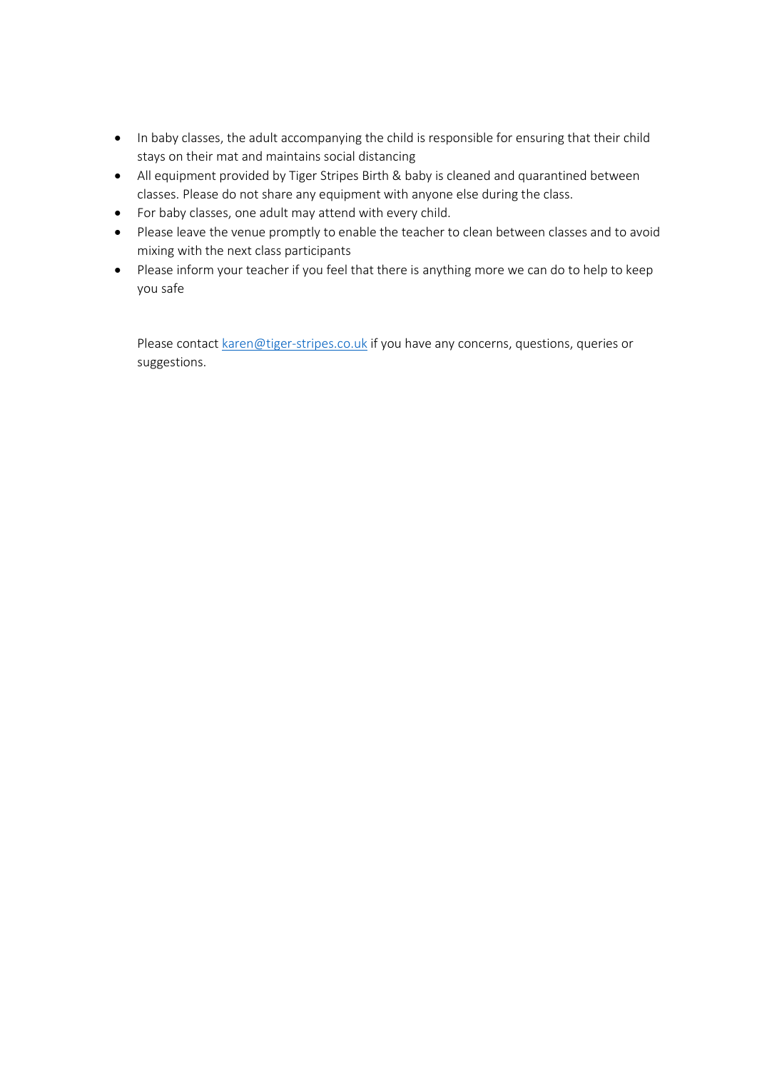- In baby classes, the adult accompanying the child is responsible for ensuring that their child stays on their mat and maintains social distancing
- All equipment provided by Tiger Stripes Birth & baby is cleaned and quarantined between classes. Please do not share any equipment with anyone else during the class.
- For baby classes, one adult may attend with every child.
- Please leave the venue promptly to enable the teacher to clean between classes and to avoid mixing with the next class participants
- Please inform your teacher if you feel that there is anything more we can do to help to keep you safe

Please contact karen@tiger-stripes.co.uk if you have any concerns, questions, queries or suggestions.